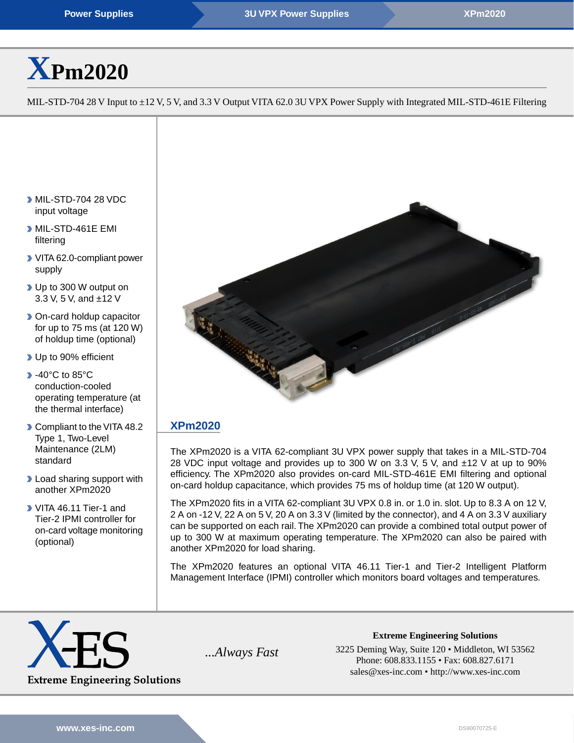# XPm2020

MIL-STD-704 28 V Input to ±12 V, 5 V, and 3.3 V Output VITA 62.0 3U VPX Power Supply with Integrated MIL-STD-461E Filtering

- MIL-STD-704 28 VDC input voltage
- MIL-STD-461E EMI filtering
- VITA 62.0-compliant power supply
- Up to 300 W output on 3.3 V, 5 V, and ±12 V
- On-card holdup capacitor for up to 75 ms (at 120 W) of holdup time (optional)
- Up to 90% efficient
- -40°C to 85°C conduction-cooled operating temperature (at the thermal interface)
- Compliant to the VITA 48.2 Type 1, Two-Level Maintenance (2LM) standard
- Load sharing support with another XPm2020
- VITA 46.11 Tier-1 and Tier-2 IPMI controller for on-card voltage monitoring (optional)

## XPm2020

The XPm2020 is a VITA 62-compliant 3U VPX power supply that takes in a MIL-STD-704 28 VDC input voltage and provides up to 300 W on 3.3 V, 5 V, and ±12 V at up to 90% efficiency. The XPm2020 also provides on-card MIL-STD-461E EMI filtering and optional on-card holdup capacitance, which provides 75 ms of holdup time (at 120 W output).

The XPm2020 fits in a VITA 62-compliant 3U VPX 0.8 in. or 1.0 in. slot. Up to 8.3 A on 12 V, 2 A on -12 V, 22 A on 5 V, 20 A on 3.3 V (limited by the connector), and 4 A on 3.3 V auxiliary can be supported on each rail. The XPm2020 can provide a combined total output power of up to 300 W at maximum operating temperature. The XPm2020 can also be paired with another XPm2020 for load sharing.

The XPm2020 features an optional VITA 46.11 Tier-1 and Tier-2 Intelligent Platform Management Interface (IPMI) controller which monitors board voltages and temperatures.

X-ES

Extreme Engineering Solutions

*...Always Fast*

**Extreme Engineering Solutions**
3225 Deming Way, Suite 120 • Middleton, WI 53562
Phone: 608.833.1155 • Fax: 608.827.6171
sales@xes-inc.com • http://www.xes-inc.com

DS90070725-E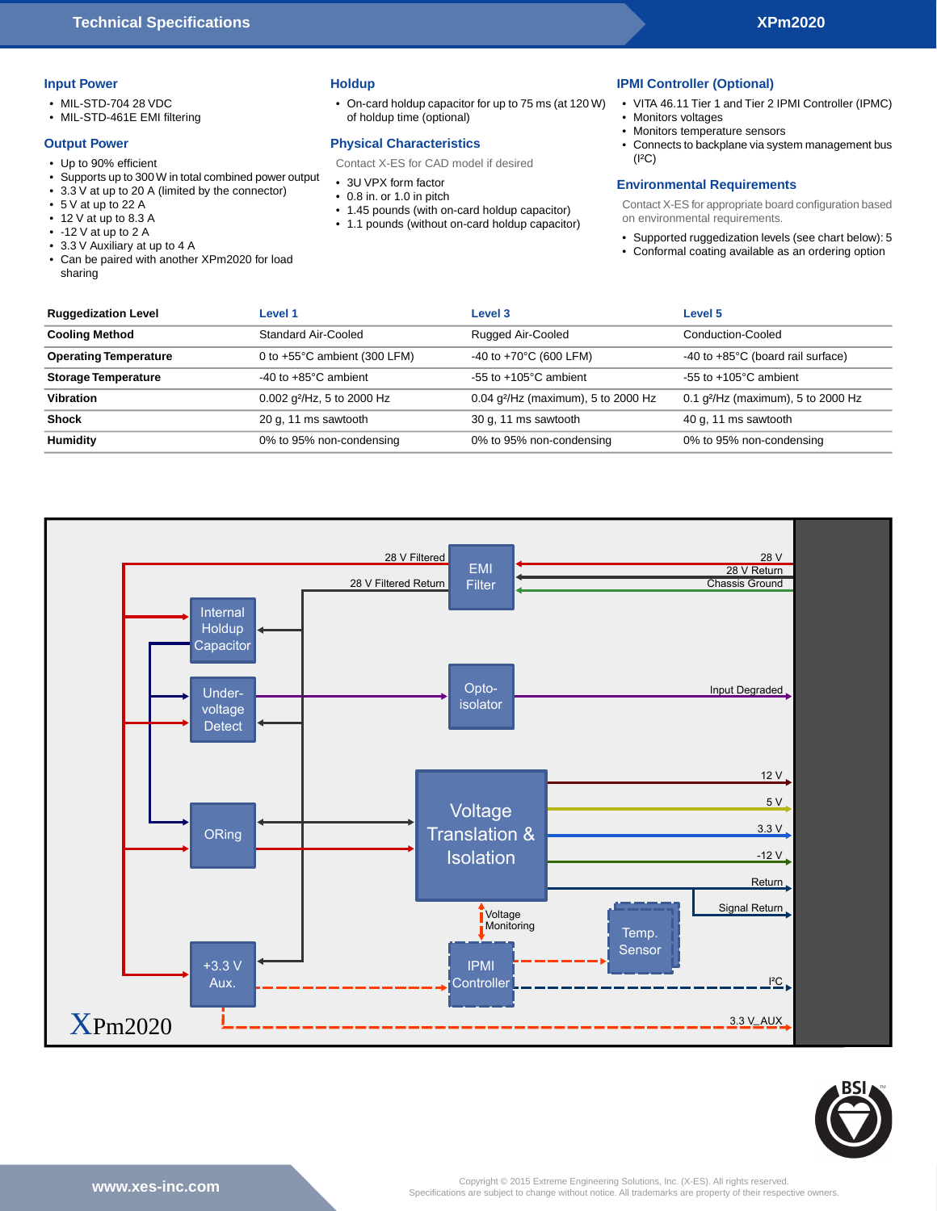## Input Power

- MIL-STD-704 28 VDC
- MIL-STD-461E EMI filtering

## Output Power

- Up to 90% efficient
- Supports up to 300 W in total combined power output
- 3.3 V at up to 20 A (limited by the connector)
- 5 V at up to 22 A
- 12 V at up to 8.3 A
- -12 V at up to 2 A
- 3.3 V Auxiliary at up to 4 A
- Can be paired with another XPm2020 for load sharing

## Holdup

- On-card holdup capacitor for up to 75 ms (at 120 W) of holdup time (optional)

## Physical Characteristics

Contact X-ES for CAD model if desired

- 3U VPX form factor
- 0.8 in. or 1.0 in pitch
- 1.45 pounds (with on-card holdup capacitor)
- 1.1 pounds (without on-card holdup capacitor)

## IPMI Controller (Optional)

- VITA 46.11 Tier 1 and Tier 2 IPMI Controller (IPMC)
- Monitors voltages
- Monitors temperature sensors
- Connects to backplane via system management bus ($I^2C$)

## Environmental Requirements

Contact X-ES for appropriate board configuration based on environmental requirements.

- Supported ruggedization levels (see chart below): 5
- Conformal coating available as an ordering option

| Ruggedization Level | Level 1 | Level 3 | Level 5 |
|---|---|---|---|
| **Cooling Method** | Standard Air-Cooled | Rugged Air-Cooled | Conduction-Cooled |
| **Operating Temperature** | 0 to +55°C ambient (300 LFM) | -40 to +70°C (600 LFM) | -40 to +85°C (board rail surface) |
| **Storage Temperature** | -40 to +85°C ambient | -55 to +105°C ambient | -55 to +105°C ambient |
| **Vibration** | 0.002 $g^2$/Hz, 5 to 2000 Hz | 0.04 $g^2$/Hz (maximum), 5 to 2000 Hz | 0.1 $g^2$/Hz (maximum), 5 to 2000 Hz |
| **Shock** | 20 g, 11 ms sawtooth | 30 g, 11 ms sawtooth | 40 g, 11 ms sawtooth |
| **Humidity** | 0% to 95% non-condensing | 0% to 95% non-condensing | 0% to 95% non-condensing |

28 V Filtered
28 V Filtered Return
EMI Filter
28 V
28 V Return
Chassis Ground
Internal Holdup Capacitor
Under-voltage Detect
Opto-isolator
Input Degraded
ORing
Voltage Translation & Isolation
12 V
5 V
3.3 V
-12 V
Return
Signal Return
Voltage Monitoring
Temp. Sensor
+3.3 V Aux.
IPMI Controller
$I^2C$
3.3 V_AUX
XPm2020

www.xes-inc.com

Copyright © 2015 Extreme Engineering Solutions, Inc. (X-ES). All rights reserved.
Specifications are subject to change without notice. All trademarks are property of their respective owners.